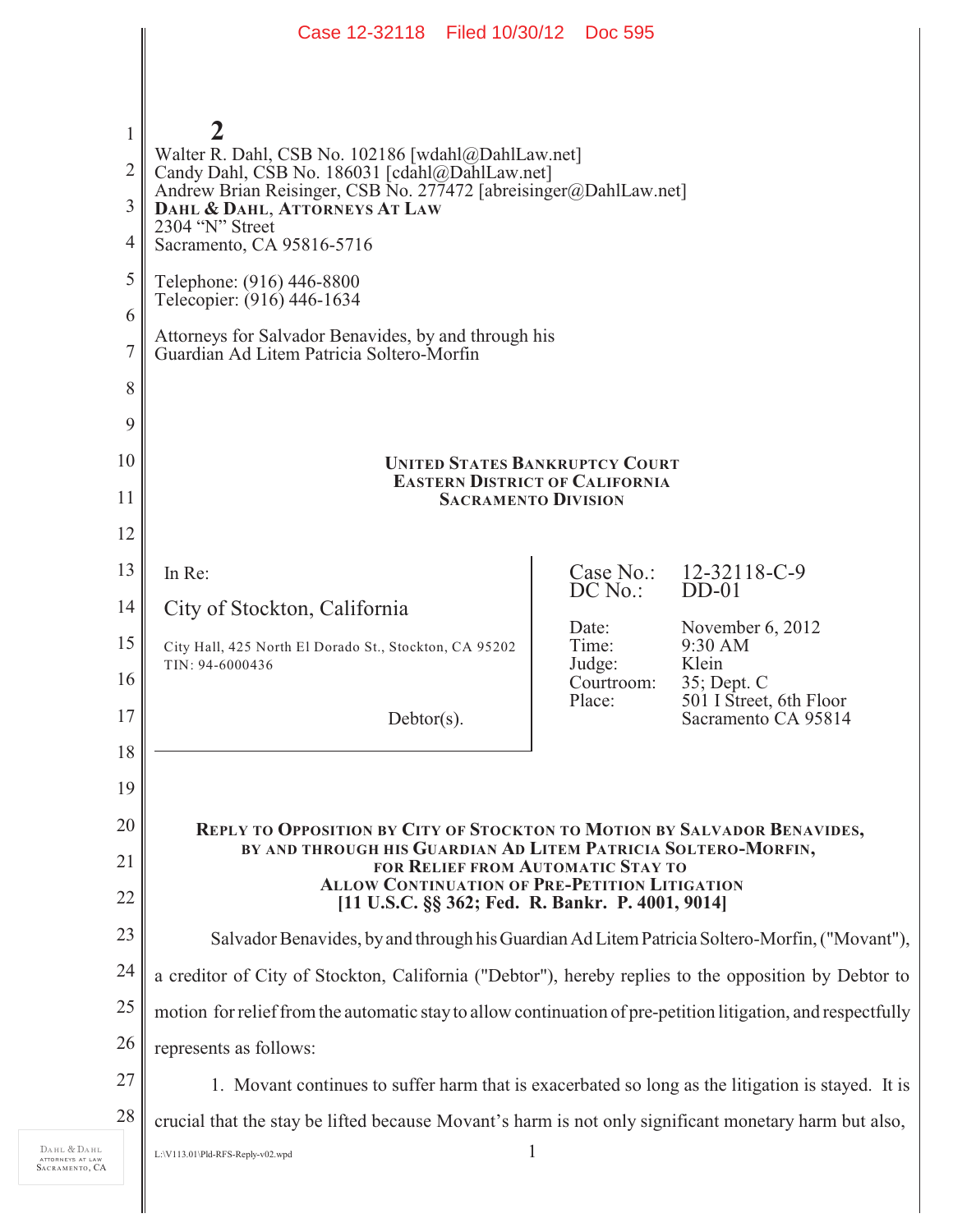2

Walter R. Dahl, CSB No. 102186 [wdahl@DahlLaw.net]
Candy Dahl, CSB No. 186031 [cdahl@DahlLaw.net]
Andrew Brian Reisinger, CSB No. 277472 [abreisinger@DahlLaw.net]
**DAHL & DAHL, ATTORNEYS AT LAW**
2304 "N" Street
Sacramento, CA 95816-5716

Telephone: (916) 446-8800
Telecopier: (916) 446-1634

Attorneys for Salvador Benavides, by and through his
Guardian Ad Litem Patricia Soltero-Morfin

**UNITED STATES BANKRUPTCY COURT**
**EASTERN DISTRICT OF CALIFORNIA**
**SACRAMENTO DIVISION**

| | | |
|---|---|---|
| In Re:<br><br>City of Stockton, California<br><br>City Hall, 425 North El Dorado St., Stockton, CA 95202<br>TIN: 94-6000436<br><br>Debtor(s). | Case No.:<br>DC No.:<br><br>Date:<br>Time:<br>Judge:<br>Courtroom:<br>Place: | 12-32118-C-9<br>DD-01<br><br>November 6, 2012<br>9:30 AM<br>Klein<br>35; Dept. C<br>501 I Street, 6th Floor<br>Sacramento CA 95814 |

**REPLY TO OPPOSITION BY CITY OF STOCKTON TO MOTION BY SALVADOR BENAVIDES, BY AND THROUGH HIS GUARDIAN AD LITEM PATRICIA SOLTERO-MORFIN, FOR RELIEF FROM AUTOMATIC STAY TO ALLOW CONTINUATION OF PRE-PETITION LITIGATION [11 U.S.C. §§ 362; Fed. R. Bankr. P. 4001, 9014]**

Salvador Benavides, by and through his Guardian Ad Litem Patricia Soltero-Morfin, ("Movant"), a creditor of City of Stockton, California ("Debtor"), hereby replies to the opposition by Debtor to motion for relief from the automatic stay to allow continuation of pre-petition litigation, and respectfully represents as follows:

1. Movant continues to suffer harm that is exacerbated so long as the litigation is stayed. It is crucial that the stay be lifted because Movant's harm is not only significant monetary harm but also,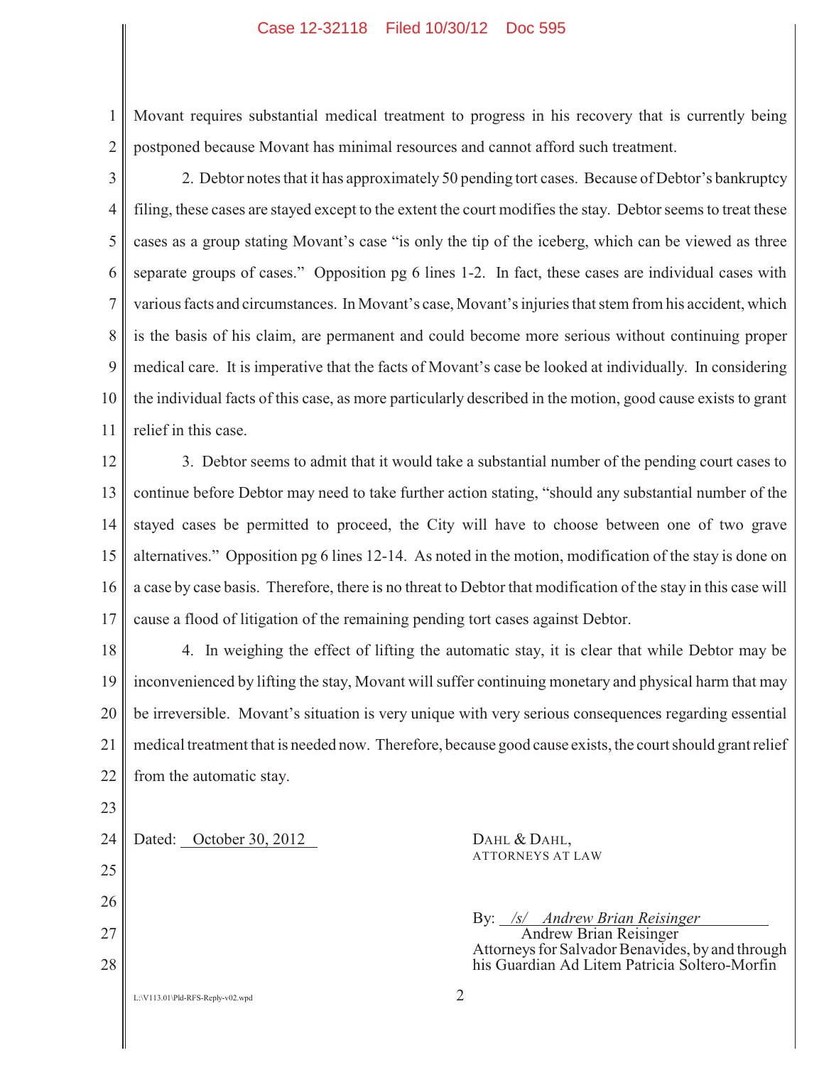Movant requires substantial medical treatment to progress in his recovery that is currently being postponed because Movant has minimal resources and cannot afford such treatment.

2. Debtor notes that it has approximately 50 pending tort cases. Because of Debtor's bankruptcy filing, these cases are stayed except to the extent the court modifies the stay. Debtor seems to treat these cases as a group stating Movant's case "is only the tip of the iceberg, which can be viewed as three separate groups of cases." Opposition pg 6 lines 1-2. In fact, these cases are individual cases with various facts and circumstances. In Movant's case, Movant's injuries that stem from his accident, which is the basis of his claim, are permanent and could become more serious without continuing proper medical care. It is imperative that the facts of Movant's case be looked at individually. In considering the individual facts of this case, as more particularly described in the motion, good cause exists to grant relief in this case.

3. Debtor seems to admit that it would take a substantial number of the pending court cases to continue before Debtor may need to take further action stating, "should any substantial number of the stayed cases be permitted to proceed, the City will have to choose between one of two grave alternatives." Opposition pg 6 lines 12-14. As noted in the motion, modification of the stay is done on a case by case basis. Therefore, there is no threat to Debtor that modification of the stay in this case will cause a flood of litigation of the remaining pending tort cases against Debtor.

4. In weighing the effect of lifting the automatic stay, it is clear that while Debtor may be inconvenienced by lifting the stay, Movant will suffer continuing monetary and physical harm that may be irreversible. Movant's situation is very unique with very serious consequences regarding essential medical treatment that is needed now. Therefore, because good cause exists, the court should grant relief from the automatic stay.

Dated: October 30, 2012

DAHL & DAHL,
ATTORNEYS AT LAW

By: */s/ Andrew Brian Reisinger*
Andrew Brian Reisinger
Attorneys for Salvador Benavides, by and through his Guardian Ad Litem Patricia Soltero-Morfin

L:\V113.01\Pld-RFS-Reply-v02.wpd